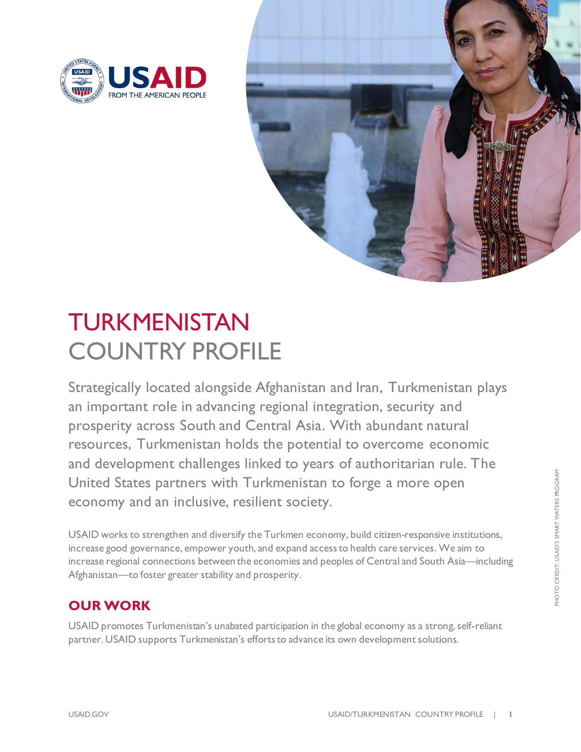USAID FROM THE AMERICAN PEOPLE

# TURKMENISTAN COUNTRY PROFILE

Strategically located alongside Afghanistan and Iran, Turkmenistan plays an important role in advancing regional integration, security and prosperity across South and Central Asia. With abundant natural resources, Turkmenistan holds the potential to overcome economic and development challenges linked to years of authoritarian rule. The United States partners with Turkmenistan to forge a more open economy and an inclusive, resilient society.

USAID works to strengthen and diversify the Turkmen economy, build citizen-responsive institutions, increase good governance, empower youth, and expand access to health care services. We aim to increase regional connections between the economies and peoples of Central and South Asia—including Afghanistan—to foster greater stability and prosperity.

## OUR WORK

USAID promotes Turkmenistan's unabated participation in the global economy as a strong, self-reliant partner. USAID supports Turkmenistan's efforts to advance its own development solutions.

PHOTO CREDIT: USAID'S SMART WATERS PROGRAM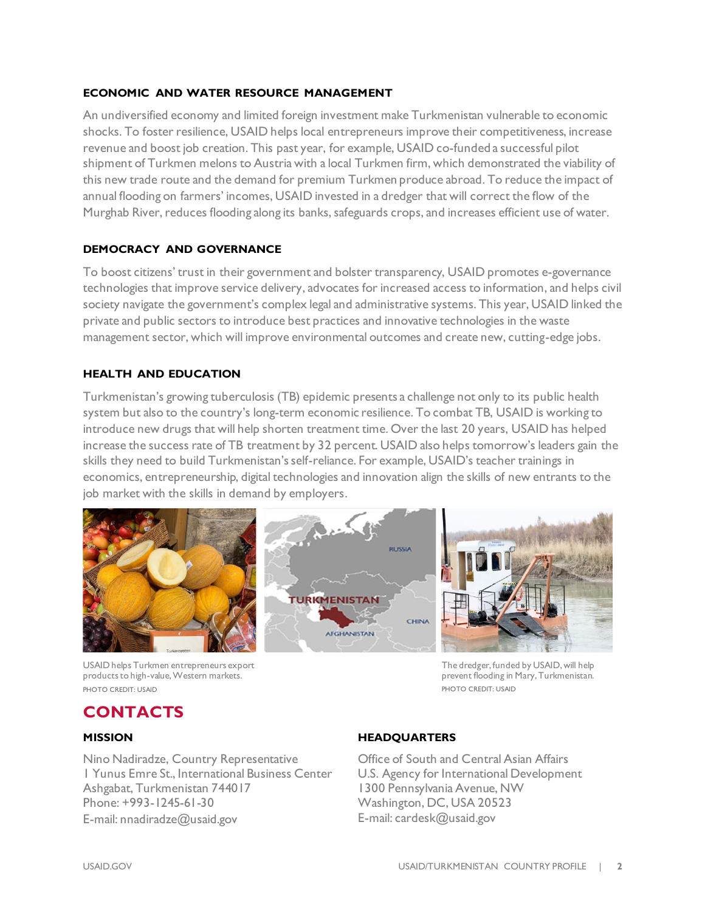### ECONOMIC AND WATER RESOURCE MANAGEMENT

An undiversified economy and limited foreign investment make Turkmenistan vulnerable to economic shocks. To foster resilience, USAID helps local entrepreneurs improve their competitiveness, increase revenue and boost job creation. This past year, for example, USAID co-funded a successful pilot shipment of Turkmen melons to Austria with a local Turkmen firm, which demonstrated the viability of this new trade route and the demand for premium Turkmen produce abroad. To reduce the impact of annual flooding on farmers' incomes, USAID invested in a dredger that will correct the flow of the Murghab River, reduces flooding along its banks, safeguards crops, and increases efficient use of water.

### DEMOCRACY AND GOVERNANCE

To boost citizens' trust in their government and bolster transparency, USAID promotes e-governance technologies that improve service delivery, advocates for increased access to information, and helps civil society navigate the government's complex legal and administrative systems. This year, USAID linked the private and public sectors to introduce best practices and innovative technologies in the waste management sector, which will improve environmental outcomes and create new, cutting-edge jobs.

### HEALTH AND EDUCATION

Turkmenistan's growing tuberculosis (TB) epidemic presents a challenge not only to its public health system but also to the country's long-term economic resilience. To combat TB, USAID is working to introduce new drugs that will help shorten treatment time. Over the last 20 years, USAID has helped increase the success rate of TB treatment by 32 percent. USAID also helps tomorrow's leaders gain the skills they need to build Turkmenistan's self-reliance. For example, USAID's teacher trainings in economics, entrepreneurship, digital technologies and innovation align the skills of new entrants to the job market with the skills in demand by employers.

USAID helps Turkmen entrepreneurs export products to high-value, Western markets.
PHOTO CREDIT: USAID

RUSSIA
TURKMENISTAN
CHINA
AFGHANISTAN

The dredger, funded by USAID, will help prevent flooding in Mary, Turkmenistan.
PHOTO CREDIT: USAID

## CONTACTS

### MISSION

Nino Nadiradze, Country Representative
1 Yunus Emre St., International Business Center
Ashgabat, Turkmenistan 744017
Phone: +993-1245-61-30
E-mail: nnadiradze@usaid.gov

### HEADQUARTERS

Office of South and Central Asian Affairs
U.S. Agency for International Development
1300 Pennsylvania Avenue, NW
Washington, DC, USA 20523
E-mail: cardesk@usaid.gov